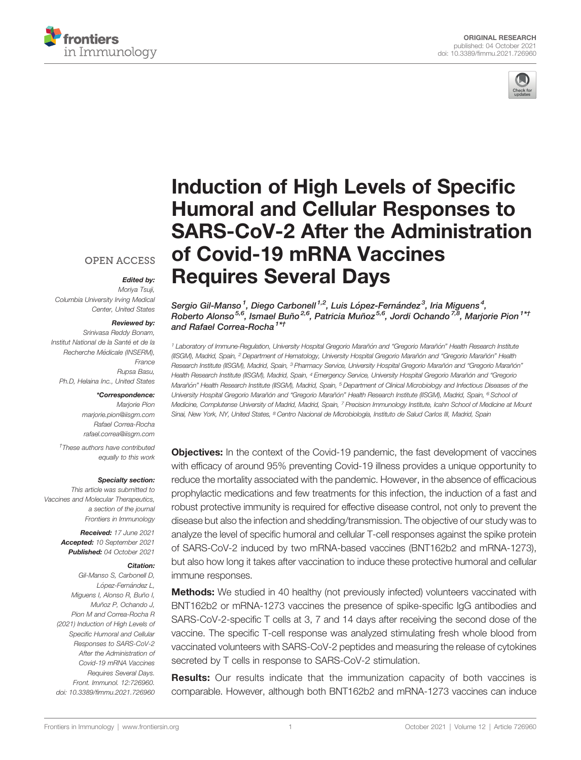ORIGINAL RESEARCH
published: 04 October 2021
doi: 10.3389/fimmu.2021.726960

# Induction of High Levels of Specific Humoral and Cellular Responses to SARS-CoV-2 After the Administration of Covid-19 mRNA Vaccines Requires Several Days

Sergio Gil-Manso[1], Diego Carbonell[1,2], Luis López-Fernández[3], Iria Miguens[4], Roberto Alonso[5,6], Ismael Buño[2,6], Patricia Muñoz[5,6], Jordi Ochando[7,8], Marjorie Pion[1*†] and Rafael Correa-Rocha[1*†]

[1] Laboratory of Immune-Regulation, University Hospital Gregorio Marañón and "Gregorio Marañón" Health Research Institute (IISGM), Madrid, Spain, [2] Department of Hematology, University Hospital Gregorio Marañón and "Gregorio Marañón" Health Research Institute (IISGM), Madrid, Spain, [3] Pharmacy Service, University Hospital Gregorio Marañón and "Gregorio Marañón" Health Research Institute (IISGM), Madrid, Spain, [4] Emergency Service, University Hospital Gregorio Marañón and "Gregorio Marañón" Health Research Institute (IISGM), Madrid, Spain, [5] Department of Clinical Microbiology and Infectious Diseases of the University Hospital Gregorio Marañón and "Gregorio Marañón" Health Research Institute (IISGM), Madrid, Spain, [6] School of Medicine, Complutense University of Madrid, Madrid, Spain, [7] Precision Immunology Institute, Icahn School of Medicine at Mount Sinai, New York, NY, United States, [8] Centro Nacional de Microbiología, Instituto de Salud Carlos III, Madrid, Spain

OPEN ACCESS

***Edited by:***
*Moriya Tsuji,*
*Columbia University Irving Medical Center, United States*

***Reviewed by:***
*Srinivasa Reddy Bonam,*
*Institut National de la Santé et de la Recherche Médicale (INSERM), France*
*Rupsa Basu,*
*Ph.D, Helaina Inc., United States*

***\*Correspondence:***
*Marjorie Pion*
*marjorie.pion@iisgm.com*
*Rafael Correa-Rocha*
*rafael.correa@iisgm.com*

*†These authors have contributed equally to this work*

***Specialty section:***
*This article was submitted to Vaccines and Molecular Therapeutics, a section of the journal Frontiers in Immunology*

***Received:*** *17 June 2021*
***Accepted:*** *10 September 2021*
***Published:*** *04 October 2021*

***Citation:***
*Gil-Manso S, Carbonell D, López-Fernández L, Miguens I, Alonso R, Buño I, Muñoz P, Ochando J, Pion M and Correa-Rocha R (2021) Induction of High Levels of Specific Humoral and Cellular Responses to SARS-CoV-2 After the Administration of Covid-19 mRNA Vaccines Requires Several Days. Front. Immunol. 12:726960. doi: 10.3389/fimmu.2021.726960*

**Objectives:** In the context of the Covid-19 pandemic, the fast development of vaccines with efficacy of around 95% preventing Covid-19 illness provides a unique opportunity to reduce the mortality associated with the pandemic. However, in the absence of efficacious prophylactic medications and few treatments for this infection, the induction of a fast and robust protective immunity is required for effective disease control, not only to prevent the disease but also the infection and shedding/transmission. The objective of our study was to analyze the level of specific humoral and cellular T-cell responses against the spike protein of SARS-CoV-2 induced by two mRNA-based vaccines (BNT162b2 and mRNA-1273), but also how long it takes after vaccination to induce these protective humoral and cellular immune responses.

**Methods:** We studied in 40 healthy (not previously infected) volunteers vaccinated with BNT162b2 or mRNA-1273 vaccines the presence of spike-specific IgG antibodies and SARS-CoV-2-specific T cells at 3, 7 and 14 days after receiving the second dose of the vaccine. The specific T-cell response was analyzed stimulating fresh whole blood from vaccinated volunteers with SARS-CoV-2 peptides and measuring the release of cytokines secreted by T cells in response to SARS-CoV-2 stimulation.

**Results:** Our results indicate that the immunization capacity of both vaccines is comparable. However, although both BNT162b2 and mRNA-1273 vaccines can induce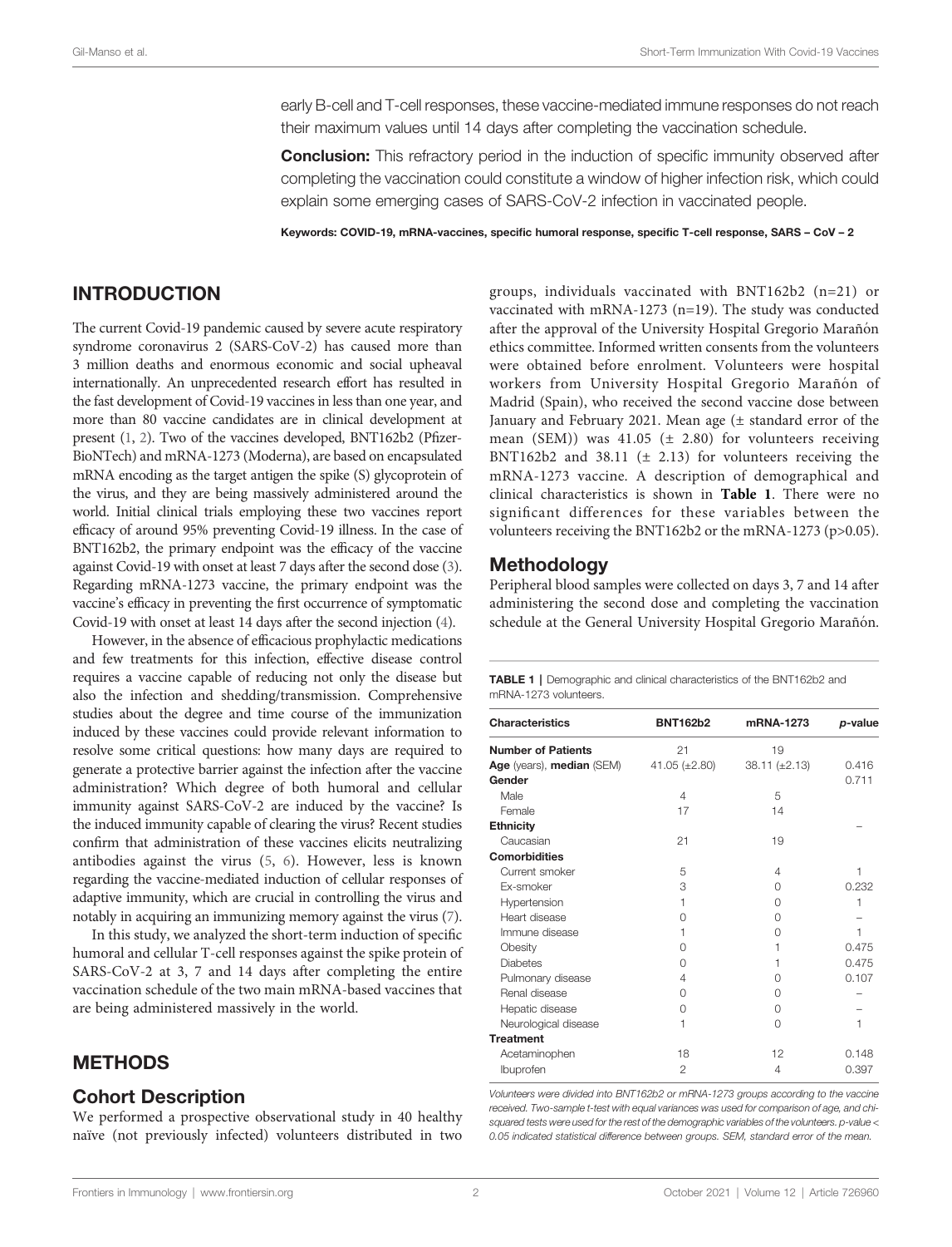early B-cell and T-cell responses, these vaccine-mediated immune responses do not reach their maximum values until 14 days after completing the vaccination schedule.

**Conclusion:** This refractory period in the induction of specific immunity observed after completing the vaccination could constitute a window of higher infection risk, which could explain some emerging cases of SARS-CoV-2 infection in vaccinated people.

**Keywords: COVID-19, mRNA-vaccines, specific humoral response, specific T-cell response, SARS – CoV – 2**

## INTRODUCTION

The current Covid-19 pandemic caused by severe acute respiratory syndrome coronavirus 2 (SARS-CoV-2) has caused more than 3 million deaths and enormous economic and social upheaval internationally. An unprecedented research effort has resulted in the fast development of Covid-19 vaccines in less than one year, and more than 80 vaccine candidates are in clinical development at present (1, 2). Two of the vaccines developed, BNT162b2 (Pfizer-BioNTech) and mRNA-1273 (Moderna), are based on encapsulated mRNA encoding as the target antigen the spike (S) glycoprotein of the virus, and they are being massively administered around the world. Initial clinical trials employing these two vaccines report efficacy of around 95% preventing Covid-19 illness. In the case of BNT162b2, the primary endpoint was the efficacy of the vaccine against Covid-19 with onset at least 7 days after the second dose (3). Regarding mRNA-1273 vaccine, the primary endpoint was the vaccine's efficacy in preventing the first occurrence of symptomatic Covid-19 with onset at least 14 days after the second injection (4).

However, in the absence of efficacious prophylactic medications and few treatments for this infection, effective disease control requires a vaccine capable of reducing not only the disease but also the infection and shedding/transmission. Comprehensive studies about the degree and time course of the immunization induced by these vaccines could provide relevant information to resolve some critical questions: how many days are required to generate a protective barrier against the infection after the vaccine administration? Which degree of both humoral and cellular immunity against SARS-CoV-2 are induced by the vaccine? Is the induced immunity capable of clearing the virus? Recent studies confirm that administration of these vaccines elicits neutralizing antibodies against the virus (5, 6). However, less is known regarding the vaccine-mediated induction of cellular responses of adaptive immunity, which are crucial in controlling the virus and notably in acquiring an immunizing memory against the virus (7).

In this study, we analyzed the short-term induction of specific humoral and cellular T-cell responses against the spike protein of SARS-CoV-2 at 3, 7 and 14 days after completing the entire vaccination schedule of the two main mRNA-based vaccines that are being administered massively in the world.

## METHODS

### Cohort Description

We performed a prospective observational study in 40 healthy naïve (not previously infected) volunteers distributed in two groups, individuals vaccinated with BNT162b2 (n=21) or vaccinated with mRNA-1273 (n=19). The study was conducted after the approval of the University Hospital Gregorio Marañón ethics committee. Informed written consents from the volunteers were obtained before enrolment. Volunteers were hospital workers from University Hospital Gregorio Marañón of Madrid (Spain), who received the second vaccine dose between January and February 2021. Mean age (± standard error of the mean (SEM)) was 41.05 (± 2.80) for volunteers receiving BNT162b2 and 38.11 (± 2.13) for volunteers receiving the mRNA-1273 vaccine. A description of demographical and clinical characteristics is shown in **Table 1**. There were no significant differences for these variables between the volunteers receiving the BNT162b2 or the mRNA-1273 ($p>0.05$).

### Methodology

Peripheral blood samples were collected on days 3, 7 and 14 after administering the second dose and completing the vaccination schedule at the General University Hospital Gregorio Marañón.

**TABLE 1** | Demographic and clinical characteristics of the BNT162b2 and mRNA-1273 volunteers.

| Characteristics | BNT162b2 | mRNA-1273 | *p*-value |
|---|---|---|---|
| **Number of Patients** | 21 | 19 | |
| **Age** (years), **median** (SEM) | 41.05 (±2.80) | 38.11 (±2.13) | 0.416 |
| **Gender** | | | 0.711 |
| Male | 4 | 5 | |
| Female | 17 | 14 | |
| **Ethnicity** | | | – |
| Caucasian | 21 | 19 | |
| **Comorbidities** | | | |
| Current smoker | 5 | 4 | 1 |
| Ex-smoker | 3 | 0 | 0.232 |
| Hypertension | 1 | 0 | 1 |
| Heart disease | 0 | 0 | – |
| Immune disease | 1 | 0 | 1 |
| Obesity | 0 | 1 | 0.475 |
| Diabetes | 0 | 1 | 0.475 |
| Pulmonary disease | 4 | 0 | 0.107 |
| Renal disease | 0 | 0 | – |
| Hepatic disease | 0 | 0 | – |
| Neurological disease | 1 | 0 | 1 |
| **Treatment** | | | |
| Acetaminophen | 18 | 12 | 0.148 |
| Ibuprofen | 2 | 4 | 0.397 |

*Volunteers were divided into BNT162b2 or mRNA-1273 groups according to the vaccine received. Two-sample t-test with equal variances was used for comparison of age, and chi-squared tests were used for the rest of the demographic variables of the volunteers. p-value < 0.05 indicated statistical difference between groups. SEM, standard error of the mean.*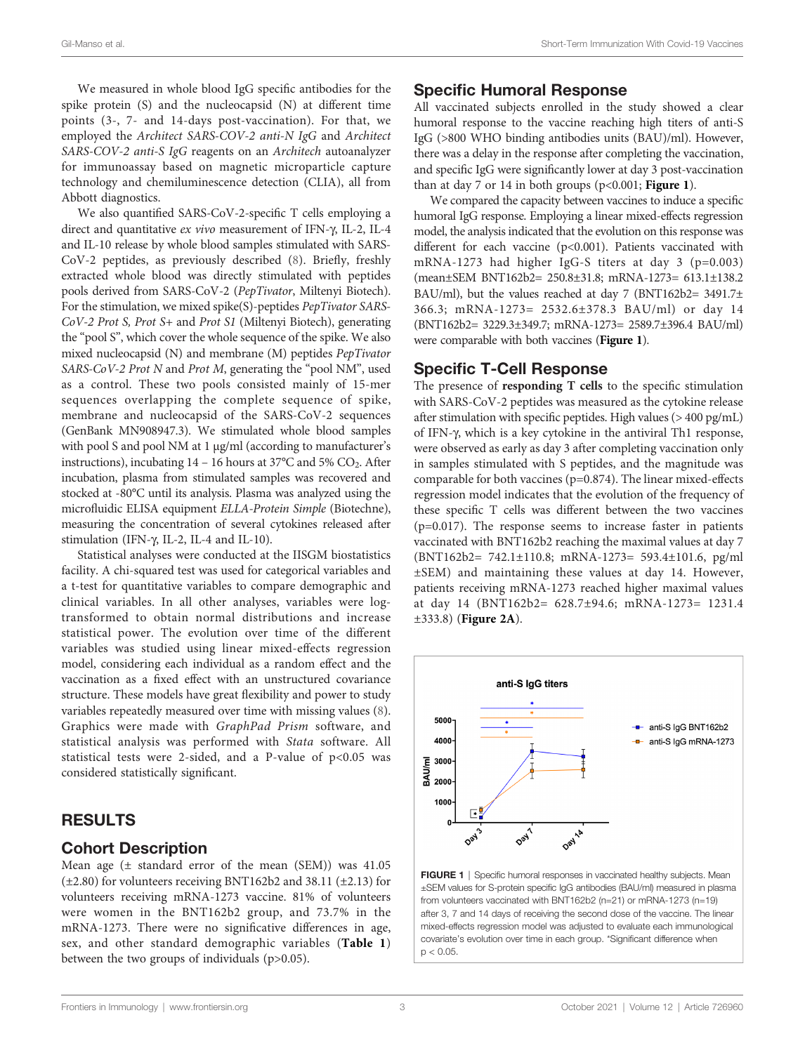We measured in whole blood IgG specific antibodies for the spike protein (S) and the nucleocapsid (N) at different time points (3-, 7- and 14-days post-vaccination). For that, we employed the *Architect SARS-COV-2 anti-N IgG* and *Architect SARS-COV-2 anti-S IgG* reagents on an *Architech* autoanalyzer for immunoassay based on magnetic microparticle capture technology and chemiluminescence detection (CLIA), all from Abbott diagnostics.

We also quantified SARS-CoV-2-specific T cells employing a direct and quantitative *ex vivo* measurement of IFN-γ, IL-2, IL-4 and IL-10 release by whole blood samples stimulated with SARS-CoV-2 peptides, as previously described (8). Briefly, freshly extracted whole blood was directly stimulated with peptides pools derived from SARS-CoV-2 (*PepTivator*, Miltenyi Biotech). For the stimulation, we mixed spike(S)-peptides *PepTivator SARS-CoV-2 Prot S, Prot S+* and *Prot S1* (Miltenyi Biotech), generating the "pool S", which cover the whole sequence of the spike. We also mixed nucleocapsid (N) and membrane (M) peptides *PepTivator SARS-CoV-2 Prot N* and *Prot M*, generating the "pool NM", used as a control. These two pools consisted mainly of 15-mer sequences overlapping the complete sequence of spike, membrane and nucleocapsid of the SARS-CoV-2 sequences (GenBank MN908947.3). We stimulated whole blood samples with pool S and pool NM at 1 μg/ml (according to manufacturer's instructions), incubating 14 – 16 hours at 37°C and 5% $CO_2$. After incubation, plasma from stimulated samples was recovered and stocked at -80°C until its analysis. Plasma was analyzed using the microfluidic ELISA equipment *ELLA-Protein Simple* (Biotechne), measuring the concentration of several cytokines released after stimulation (IFN-γ, IL-2, IL-4 and IL-10).

Statistical analyses were conducted at the IISGM biostatistics facility. A chi-squared test was used for categorical variables and a t-test for quantitative variables to compare demographic and clinical variables. In all other analyses, variables were log-transformed to obtain normal distributions and increase statistical power. The evolution over time of the different variables was studied using linear mixed-effects regression model, considering each individual as a random effect and the vaccination as a fixed effect with an unstructured covariance structure. These models have great flexibility and power to study variables repeatedly measured over time with missing values (8). Graphics were made with *GraphPad Prism* software, and statistical analysis was performed with *Stata* software. All statistical tests were 2-sided, and a P-value of $p<0.05$ was considered statistically significant.

# RESULTS

## Cohort Description

Mean age (± standard error of the mean (SEM)) was 41.05 (±2.80) for volunteers receiving BNT162b2 and 38.11 (±2.13) for volunteers receiving mRNA-1273 vaccine. 81% of volunteers were women in the BNT162b2 group, and 73.7% in the mRNA-1273. There were no significative differences in age, sex, and other standard demographic variables (**Table 1**) between the two groups of individuals ($p>0.05$).

## Specific Humoral Response

All vaccinated subjects enrolled in the study showed a clear humoral response to the vaccine reaching high titers of anti-S IgG (>800 WHO binding antibodies units (BAU)/ml). However, there was a delay in the response after completing the vaccination, and specific IgG were significantly lower at day 3 post-vaccination than at day 7 or 14 in both groups ($p<0.001$; **Figure 1**).

We compared the capacity between vaccines to induce a specific humoral IgG response. Employing a linear mixed-effects regression model, the analysis indicated that the evolution on this response was different for each vaccine ($p<0.001$). Patients vaccinated with mRNA-1273 had higher IgG-S titers at day 3 ($p=0.003$) (mean±SEM BNT162b2= 250.8±31.8; mRNA-1273= 613.1±138.2 BAU/ml), but the values reached at day 7 (BNT162b2= 3491.7±366.3; mRNA-1273= 2532.6±378.3 BAU/ml) or day 14 (BNT162b2= 3229.3±349.7; mRNA-1273= 2589.7±396.4 BAU/ml) were comparable with both vaccines (**Figure 1**).

## Specific T-Cell Response

The presence of **responding T cells** to the specific stimulation with SARS-CoV-2 peptides was measured as the cytokine release after stimulation with specific peptides. High values (> 400 pg/mL) of IFN-γ, which is a key cytokine in the antiviral Th1 response, were observed as early as day 3 after completing vaccination only in samples stimulated with S peptides, and the magnitude was comparable for both vaccines ($p=0.874$). The linear mixed-effects regression model indicates that the evolution of the frequency of these specific T cells was different between the two vaccines ($p=0.017$). The response seems to increase faster in patients vaccinated with BNT162b2 reaching the maximal values at day 7 (BNT162b2= 742.1±110.8; mRNA-1273= 593.4±101.6, pg/ml ±SEM) and maintaining these values at day 14. However, patients receiving mRNA-1273 reached higher maximal values at day 14 (BNT162b2= 628.7±94.6; mRNA-1273= 1231.4 ±333.8) (**Figure 2A**).

**FIGURE 1** | Specific humoral responses in vaccinated healthy subjects. Mean ±SEM values for S-protein specific IgG antibodies (BAU/ml) measured in plasma from volunteers vaccinated with BNT162b2 (n=21) or mRNA-1273 (n=19) after 3, 7 and 14 days of receiving the second dose of the vaccine. The linear mixed-effects regression model was adjusted to evaluate each immunological covariate's evolution over time in each group. *Significant difference when $p < 0.05$.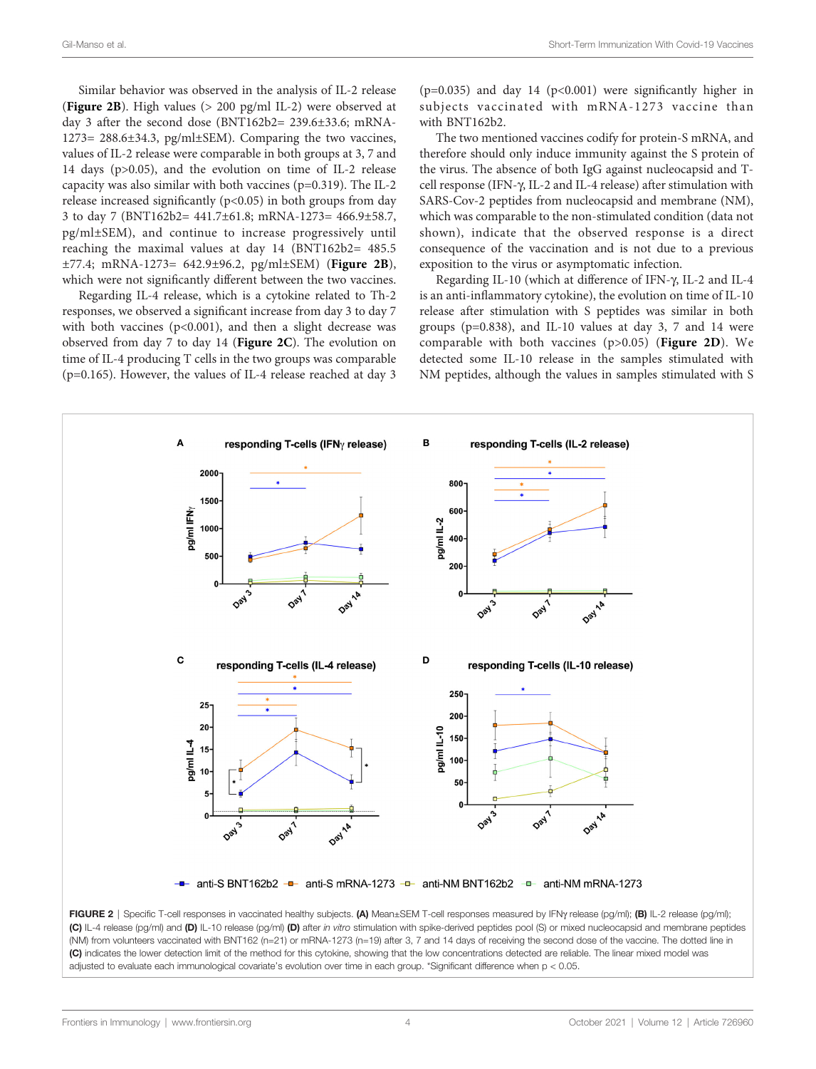Similar behavior was observed in the analysis of IL-2 release (**Figure 2B**). High values (> 200 pg/ml IL-2) were observed at day 3 after the second dose (BNT162b2= 239.6±33.6; mRNA-1273= 288.6±34.3, pg/ml±SEM). Comparing the two vaccines, values of IL-2 release were comparable in both groups at 3, 7 and 14 days (p>0.05), and the evolution on time of IL-2 release capacity was also similar with both vaccines (p=0.319). The IL-2 release increased significantly (p<0.05) in both groups from day 3 to day 7 (BNT162b2= 441.7±61.8; mRNA-1273= 466.9±58.7, pg/ml±SEM), and continue to increase progressively until reaching the maximal values at day 14 (BNT162b2= 485.5 ±77.4; mRNA-1273= 642.9±96.2, pg/ml±SEM) (**Figure 2B**), which were not significantly different between the two vaccines.

Regarding IL-4 release, which is a cytokine related to Th-2 responses, we observed a significant increase from day 3 to day 7 with both vaccines (p<0.001), and then a slight decrease was observed from day 7 to day 14 (**Figure 2C**). The evolution on time of IL-4 producing T cells in the two groups was comparable (p=0.165). However, the values of IL-4 release reached at day 3 (p=0.035) and day 14 (p<0.001) were significantly higher in subjects vaccinated with mRNA-1273 vaccine than with BNT162b2.

The two mentioned vaccines codify for protein-S mRNA, and therefore should only induce immunity against the S protein of the virus. The absence of both IgG against nucleocapsid and T-cell response (IFN-γ, IL-2 and IL-4 release) after stimulation with SARS-Cov-2 peptides from nucleocapsid and membrane (NM), which was comparable to the non-stimulated condition (data not shown), indicate that the observed response is a direct consequence of the vaccination and is not due to a previous exposition to the virus or asymptomatic infection.

Regarding IL-10 (which at difference of IFN-γ, IL-2 and IL-4 is an anti-inflammatory cytokine), the evolution on time of IL-10 release after stimulation with S peptides was similar in both groups (p=0.838), and IL-10 values at day 3, 7 and 14 were comparable with both vaccines (p>0.05) (**Figure 2D**). We detected some IL-10 release in the samples stimulated with NM peptides, although the values in samples stimulated with S

**FIGURE 2** | Specific T-cell responses in vaccinated healthy subjects. **(A)** Mean±SEM T-cell responses measured by IFNγ release (pg/ml); **(B)** IL-2 release (pg/ml); **(C)** IL-4 release (pg/ml) and **(D)** IL-10 release (pg/ml) **(D)** after *in vitro* stimulation with spike-derived peptides pool (S) or mixed nucleocapsid and membrane peptides (NM) from volunteers vaccinated with BNT162 (n=21) or mRNA-1273 (n=19) after 3, 7 and 14 days of receiving the second dose of the vaccine. The dotted line in **(C)** indicates the lower detection limit of the method for this cytokine, showing that the low concentrations detected are reliable. The linear mixed model was adjusted to evaluate each immunological covariate's evolution over time in each group. *Significant difference when p < 0.05.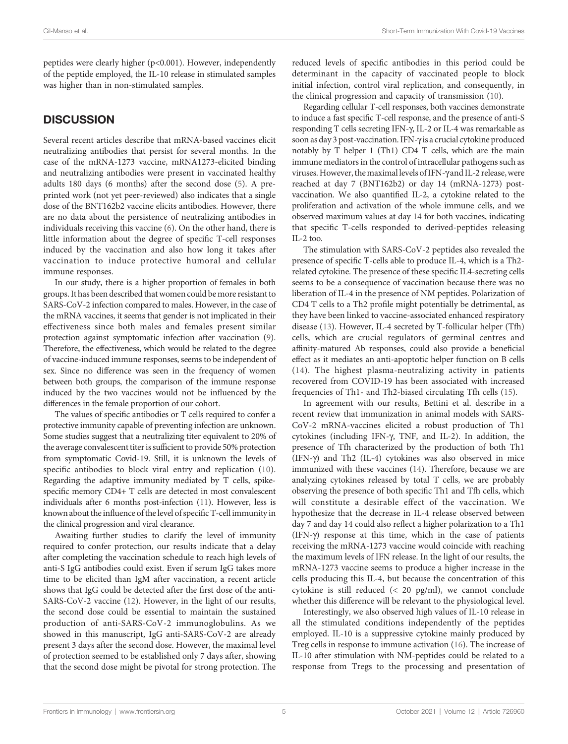peptides were clearly higher ($p<0.001$). However, independently of the peptide employed, the IL-10 release in stimulated samples was higher than in non-stimulated samples.

## DISCUSSION

Several recent articles describe that mRNA-based vaccines elicit neutralizing antibodies that persist for several months. In the case of the mRNA-1273 vaccine, mRNA1273-elicited binding and neutralizing antibodies were present in vaccinated healthy adults 180 days (6 months) after the second dose (5). A pre-printed work (not yet peer-reviewed) also indicates that a single dose of the BNT162b2 vaccine elicits antibodies. However, there are no data about the persistence of neutralizing antibodies in individuals receiving this vaccine (6). On the other hand, there is little information about the degree of specific T-cell responses induced by the vaccination and also how long it takes after vaccination to induce protective humoral and cellular immune responses.

In our study, there is a higher proportion of females in both groups. It has been described that women could be more resistant to SARS-CoV-2 infection compared to males. However, in the case of the mRNA vaccines, it seems that gender is not implicated in their effectiveness since both males and females present similar protection against symptomatic infection after vaccination (9). Therefore, the effectiveness, which would be related to the degree of vaccine-induced immune responses, seems to be independent of sex. Since no difference was seen in the frequency of women between both groups, the comparison of the immune response induced by the two vaccines would not be influenced by the differences in the female proportion of our cohort.

The values of specific antibodies or T cells required to confer a protective immunity capable of preventing infection are unknown. Some studies suggest that a neutralizing titer equivalent to 20% of the average convalescent titer is sufficient to provide 50% protection from symptomatic Covid-19. Still, it is unknown the levels of specific antibodies to block viral entry and replication (10). Regarding the adaptive immunity mediated by T cells, spike-specific memory CD4+ T cells are detected in most convalescent individuals after 6 months post-infection (11). However, less is known about the influence of the level of specific T-cell immunity in the clinical progression and viral clearance.

Awaiting further studies to clarify the level of immunity required to confer protection, our results indicate that a delay after completing the vaccination schedule to reach high levels of anti-S IgG antibodies could exist. Even if serum IgG takes more time to be elicited than IgM after vaccination, a recent article shows that IgG could be detected after the first dose of the anti-SARS-CoV-2 vaccine (12). However, in the light of our results, the second dose could be essential to maintain the sustained production of anti-SARS-CoV-2 immunoglobulins. As we showed in this manuscript, IgG anti-SARS-CoV-2 are already present 3 days after the second dose. However, the maximal level of protection seemed to be established only 7 days after, showing that the second dose might be pivotal for strong protection. The reduced levels of specific antibodies in this period could be determinant in the capacity of vaccinated people to block initial infection, control viral replication, and consequently, in the clinical progression and capacity of transmission (10).

Regarding cellular T-cell responses, both vaccines demonstrate to induce a fast specific T-cell response, and the presence of anti-S responding T cells secreting IFN-γ, IL-2 or IL-4 was remarkable as soon as day 3 post-vaccination. IFN-γ is a crucial cytokine produced notably by T helper 1 (Th1) CD4 T cells, which are the main immune mediators in the control of intracellular pathogens such as viruses. However, the maximal levels of IFN-γ and IL-2 release, were reached at day 7 (BNT162b2) or day 14 (mRNA-1273) post-vaccination. We also quantified IL-2, a cytokine related to the proliferation and activation of the whole immune cells, and we observed maximum values at day 14 for both vaccines, indicating that specific T-cells responded to derived-peptides releasing IL-2 too.

The stimulation with SARS-CoV-2 peptides also revealed the presence of specific T-cells able to produce IL-4, which is a Th2-related cytokine. The presence of these specific IL4-secreting cells seems to be a consequence of vaccination because there was no liberation of IL-4 in the presence of NM peptides. Polarization of CD4 T cells to a Th2 profile might potentially be detrimental, as they have been linked to vaccine-associated enhanced respiratory disease (13). However, IL-4 secreted by T-follicular helper (Tfh) cells, which are crucial regulators of germinal centres and affinity-matured Ab responses, could also provide a beneficial effect as it mediates an anti-apoptotic helper function on B cells (14). The highest plasma-neutralizing activity in patients recovered from COVID-19 has been associated with increased frequencies of Th1- and Th2-biased circulating Tfh cells (15).

In agreement with our results, Bettini et al. describe in a recent review that immunization in animal models with SARS-CoV-2 mRNA-vaccines elicited a robust production of Th1 cytokines (including IFN-γ, TNF, and IL-2). In addition, the presence of Tfh characterized by the production of both Th1 (IFN-γ) and Th2 (IL-4) cytokines was also observed in mice immunized with these vaccines (14). Therefore, because we are analyzing cytokines released by total T cells, we are probably observing the presence of both specific Th1 and Tfh cells, which will constitute a desirable effect of the vaccination. We hypothesize that the decrease in IL-4 release observed between day 7 and day 14 could also reflect a higher polarization to a Th1 (IFN-γ) response at this time, which in the case of patients receiving the mRNA-1273 vaccine would coincide with reaching the maximum levels of IFN release. In the light of our results, the mRNA-1273 vaccine seems to produce a higher increase in the cells producing this IL-4, but because the concentration of this cytokine is still reduced (< 20 pg/ml), we cannot conclude whether this difference will be relevant to the physiological level.

Interestingly, we also observed high values of IL-10 release in all the stimulated conditions independently of the peptides employed. IL-10 is a suppressive cytokine mainly produced by Treg cells in response to immune activation (16). The increase of IL-10 after stimulation with NM-peptides could be related to a response from Tregs to the processing and presentation of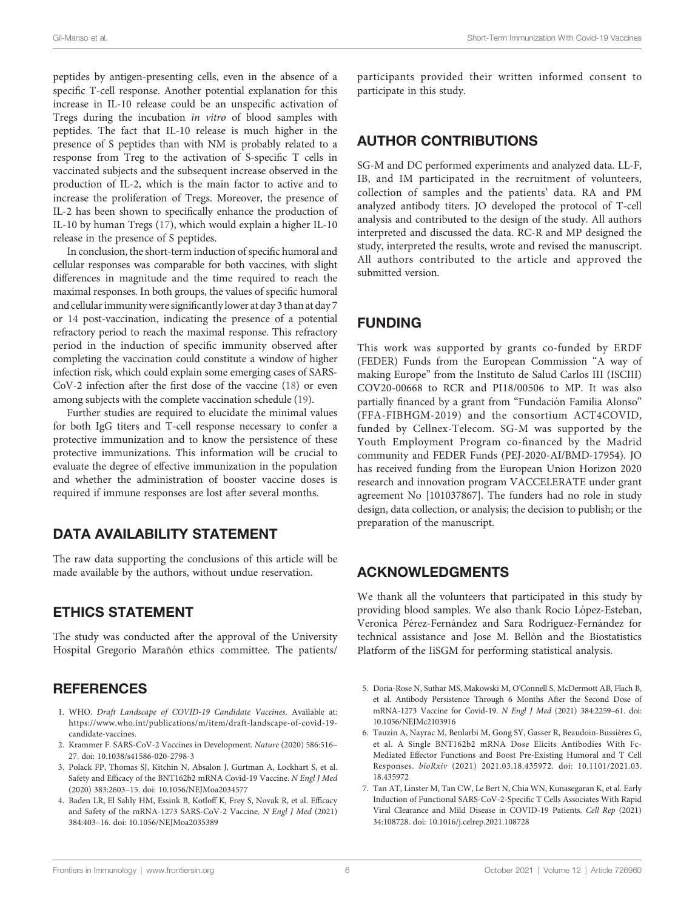peptides by antigen-presenting cells, even in the absence of a specific T-cell response. Another potential explanation for this increase in IL-10 release could be an unspecific activation of Tregs during the incubation *in vitro* of blood samples with peptides. The fact that IL-10 release is much higher in the presence of S peptides than with NM is probably related to a response from Treg to the activation of S-specific T cells in vaccinated subjects and the subsequent increase observed in the production of IL-2, which is the main factor to active and to increase the proliferation of Tregs. Moreover, the presence of IL-2 has been shown to specifically enhance the production of IL-10 by human Tregs (17), which would explain a higher IL-10 release in the presence of S peptides.

In conclusion, the short-term induction of specific humoral and cellular responses was comparable for both vaccines, with slight differences in magnitude and the time required to reach the maximal responses. In both groups, the values of specific humoral and cellular immunity were significantly lower at day 3 than at day 7 or 14 post-vaccination, indicating the presence of a potential refractory period to reach the maximal response. This refractory period in the induction of specific immunity observed after completing the vaccination could constitute a window of higher infection risk, which could explain some emerging cases of SARS-CoV-2 infection after the first dose of the vaccine (18) or even among subjects with the complete vaccination schedule (19).

Further studies are required to elucidate the minimal values for both IgG titers and T-cell response necessary to confer a protective immunization and to know the persistence of these protective immunizations. This information will be crucial to evaluate the degree of effective immunization in the population and whether the administration of booster vaccine doses is required if immune responses are lost after several months.

## DATA AVAILABILITY STATEMENT

The raw data supporting the conclusions of this article will be made available by the authors, without undue reservation.

## ETHICS STATEMENT

The study was conducted after the approval of the University Hospital Gregorio Marañón ethics committee. The patients/participants provided their written informed consent to participate in this study.

## AUTHOR CONTRIBUTIONS

SG-M and DC performed experiments and analyzed data. LL-F, IB, and IM participated in the recruitment of volunteers, collection of samples and the patients' data. RA and PM analyzed antibody titers. JO developed the protocol of T-cell analysis and contributed to the design of the study. All authors interpreted and discussed the data. RC-R and MP designed the study, interpreted the results, wrote and revised the manuscript. All authors contributed to the article and approved the submitted version.

## FUNDING

This work was supported by grants co-funded by ERDF (FEDER) Funds from the European Commission "A way of making Europe" from the Instituto de Salud Carlos III (ISCIII) COV20-00668 to RCR and PI18/00506 to MP. It was also partially financed by a grant from "Fundación Familia Alonso" (FFA-FIBHGM-2019) and the consortium ACT4COVID, funded by Cellnex-Telecom. SG-M was supported by the Youth Employment Program co-financed by the Madrid community and FEDER Funds (PEJ-2020-AI/BMD-17954). JO has received funding from the European Union Horizon 2020 research and innovation program VACCELERATE under grant agreement No [101037867]. The funders had no role in study design, data collection, or analysis; the decision to publish; or the preparation of the manuscript.

## ACKNOWLEDGMENTS

We thank all the volunteers that participated in this study by providing blood samples. We also thank Rocio López-Esteban, Veronica Pérez-Fernández and Sara Rodriguez-Fernández for technical assistance and Jose M. Bellón and the Biostatistics Platform of the IiSGM for performing statistical analysis.

## REFERENCES

1. WHO. *Draft Landscape of COVID-19 Candidate Vaccines*. Available at: https://www.who.int/publications/m/item/draft-landscape-of-covid-19-candidate-vaccines.
2. Krammer F. SARS-CoV-2 Vaccines in Development. *Nature* (2020) 586:516–27. doi: 10.1038/s41586-020-2798-3
3. Polack FP, Thomas SJ, Kitchin N, Absalon J, Gurtman A, Lockhart S, et al. Safety and Efficacy of the BNT162b2 mRNA Covid-19 Vaccine. *N Engl J Med* (2020) 383:2603–15. doi: 10.1056/NEJMoa2034577
4. Baden LR, El Sahly HM, Essink B, Kotloff K, Frey S, Novak R, et al. Efficacy and Safety of the mRNA-1273 SARS-CoV-2 Vaccine. *N Engl J Med* (2021) 384:403–16. doi: 10.1056/NEJMoa2035389
5. Doria-Rose N, Suthar MS, Makowski M, O'Connell S, McDermott AB, Flach B, et al. Antibody Persistence Through 6 Months After the Second Dose of mRNA-1273 Vaccine for Covid-19. *N Engl J Med* (2021) 384:2259–61. doi: 10.1056/NEJMc2103916
6. Tauzin A, Nayrac M, Benlarbi M, Gong SY, Gasser R, Beaudoin-Bussières G, et al. A Single BNT162b2 mRNA Dose Elicits Antibodies With Fc-Mediated Effector Functions and Boost Pre-Existing Humoral and T Cell Responses. *bioRxiv* (2021) 2021.03.18.435972. doi: 10.1101/2021.03.18.435972
7. Tan AT, Linster M, Tan CW, Le Bert N, Chia WN, Kunasegaran K, et al. Early Induction of Functional SARS-CoV-2-Specific T Cells Associates With Rapid Viral Clearance and Mild Disease in COVID-19 Patients. *Cell Rep* (2021) 34:108728. doi: 10.1016/j.celrep.2021.108728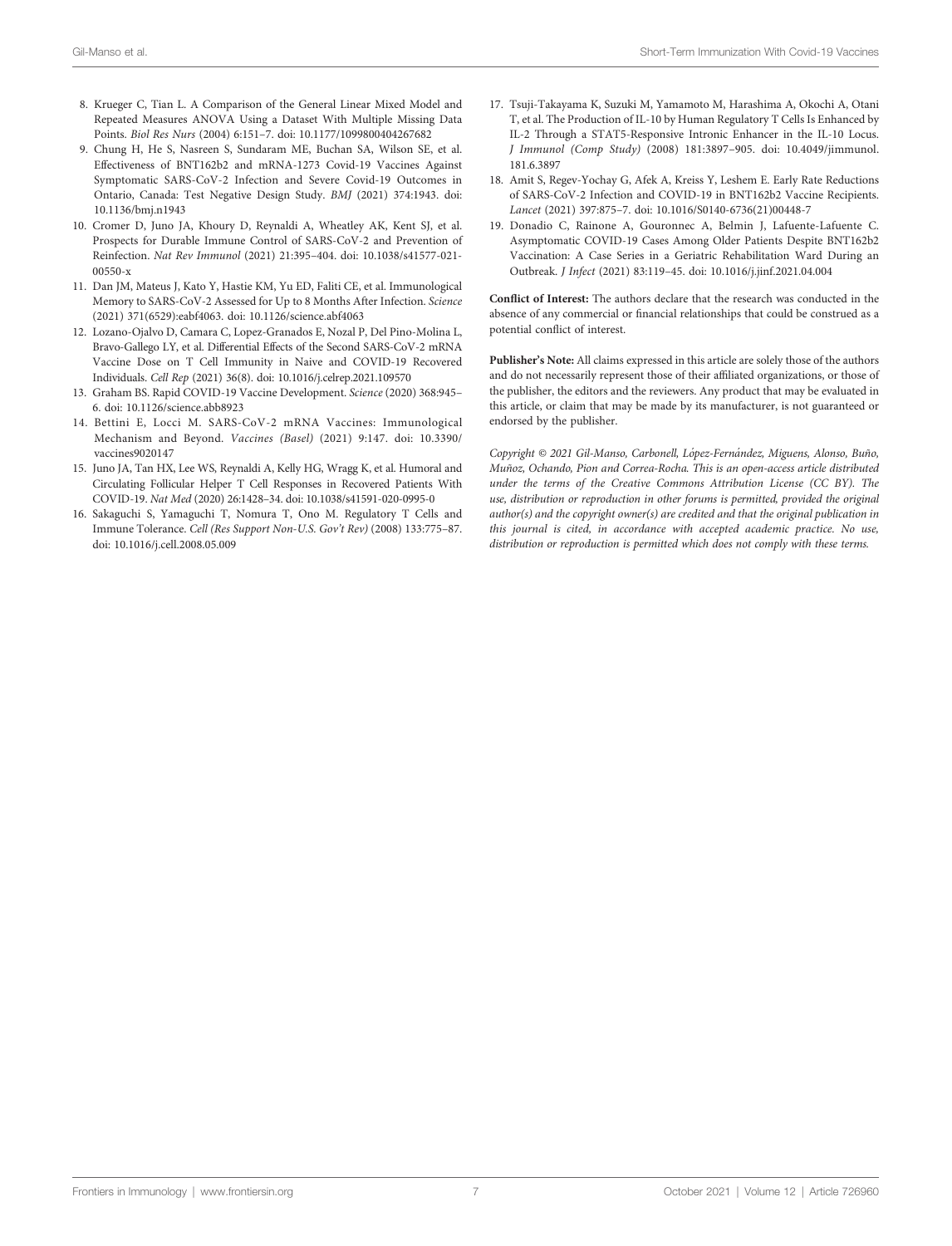8. Krueger C, Tian L. A Comparison of the General Linear Mixed Model and Repeated Measures ANOVA Using a Dataset With Multiple Missing Data Points. *Biol Res Nurs* (2004) 6:151–7. doi: 10.1177/1099800404267682
9. Chung H, He S, Nasreen S, Sundaram ME, Buchan SA, Wilson SE, et al. Effectiveness of BNT162b2 and mRNA-1273 Covid-19 Vaccines Against Symptomatic SARS-CoV-2 Infection and Severe Covid-19 Outcomes in Ontario, Canada: Test Negative Design Study. *BMJ* (2021) 374:1943. doi: 10.1136/bmj.n1943
10. Cromer D, Juno JA, Khoury D, Reynaldi A, Wheatley AK, Kent SJ, et al. Prospects for Durable Immune Control of SARS-CoV-2 and Prevention of Reinfection. *Nat Rev Immunol* (2021) 21:395–404. doi: 10.1038/s41577-021-00550-x
11. Dan JM, Mateus J, Kato Y, Hastie KM, Yu ED, Faliti CE, et al. Immunological Memory to SARS-CoV-2 Assessed for Up to 8 Months After Infection. *Science* (2021) 371(6529):eabf4063. doi: 10.1126/science.abf4063
12. Lozano-Ojalvo D, Camara C, Lopez-Granados E, Nozal P, Del Pino-Molina L, Bravo-Gallego LY, et al. Differential Effects of the Second SARS-CoV-2 mRNA Vaccine Dose on T Cell Immunity in Naive and COVID-19 Recovered Individuals. *Cell Rep* (2021) 36(8). doi: 10.1016/j.celrep.2021.109570
13. Graham BS. Rapid COVID-19 Vaccine Development. *Science* (2020) 368:945–6. doi: 10.1126/science.abb8923
14. Bettini E, Locci M. SARS-CoV-2 mRNA Vaccines: Immunological Mechanism and Beyond. *Vaccines (Basel)* (2021) 9:147. doi: 10.3390/vaccines9020147
15. Juno JA, Tan HX, Lee WS, Reynaldi A, Kelly HG, Wragg K, et al. Humoral and Circulating Follicular Helper T Cell Responses in Recovered Patients With COVID-19. *Nat Med* (2020) 26:1428–34. doi: 10.1038/s41591-020-0995-0
16. Sakaguchi S, Yamaguchi T, Nomura T, Ono M. Regulatory T Cells and Immune Tolerance. *Cell (Res Support Non-U.S. Gov't Rev)* (2008) 133:775–87. doi: 10.1016/j.cell.2008.05.009
17. Tsuji-Takayama K, Suzuki M, Yamamoto M, Harashima A, Okochi A, Otani T, et al. The Production of IL-10 by Human Regulatory T Cells Is Enhanced by IL-2 Through a STAT5-Responsive Intronic Enhancer in the IL-10 Locus. *J Immunol (Comp Study)* (2008) 181:3897–905. doi: 10.4049/jimmunol.181.6.3897
18. Amit S, Regev-Yochay G, Afek A, Kreiss Y, Leshem E. Early Rate Reductions of SARS-CoV-2 Infection and COVID-19 in BNT162b2 Vaccine Recipients. *Lancet* (2021) 397:875–7. doi: 10.1016/S0140-6736(21)00448-7
19. Donadio C, Rainone A, Gouronnec A, Belmin J, Lafuente-Lafuente C. Asymptomatic COVID-19 Cases Among Older Patients Despite BNT162b2 Vaccination: A Case Series in a Geriatric Rehabilitation Ward During an Outbreak. *J Infect* (2021) 83:119–45. doi: 10.1016/j.jinf.2021.04.004

**Conflict of Interest:** The authors declare that the research was conducted in the absence of any commercial or financial relationships that could be construed as a potential conflict of interest.

**Publisher's Note:** All claims expressed in this article are solely those of the authors and do not necessarily represent those of their affiliated organizations, or those of the publisher, the editors and the reviewers. Any product that may be evaluated in this article, or claim that may be made by its manufacturer, is not guaranteed or endorsed by the publisher.

*Copyright © 2021 Gil-Manso, Carbonell, López-Fernández, Miguens, Alonso, Buño, Muñoz, Ochando, Pion and Correa-Rocha. This is an open-access article distributed under the terms of the Creative Commons Attribution License (CC BY). The use, distribution or reproduction in other forums is permitted, provided the original author(s) and the copyright owner(s) are credited and that the original publication in this journal is cited, in accordance with accepted academic practice. No use, distribution or reproduction is permitted which does not comply with these terms.*